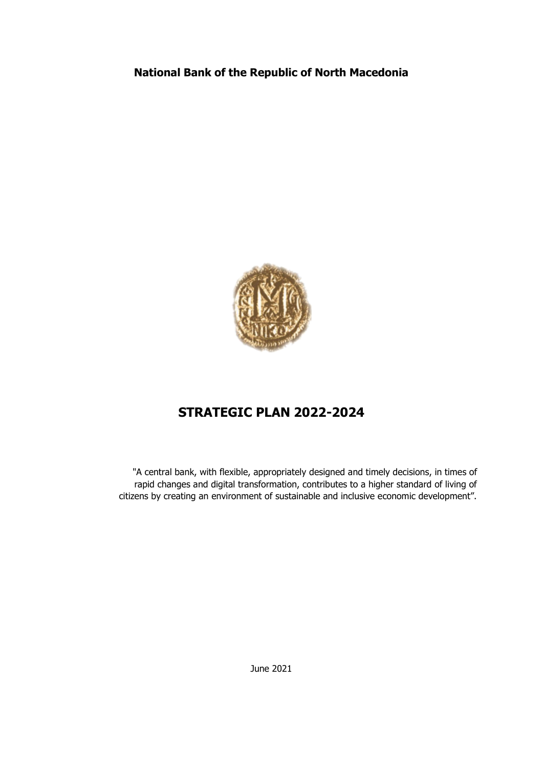**National Bank of the Republic of North Macedonia**

# STRATEGIC PLAN 2022-2024

"A central bank, with flexible, appropriately designed and timely decisions, in times of rapid changes and digital transformation, contributes to a higher standard of living of citizens by creating an environment of sustainable and inclusive economic development".

June 2021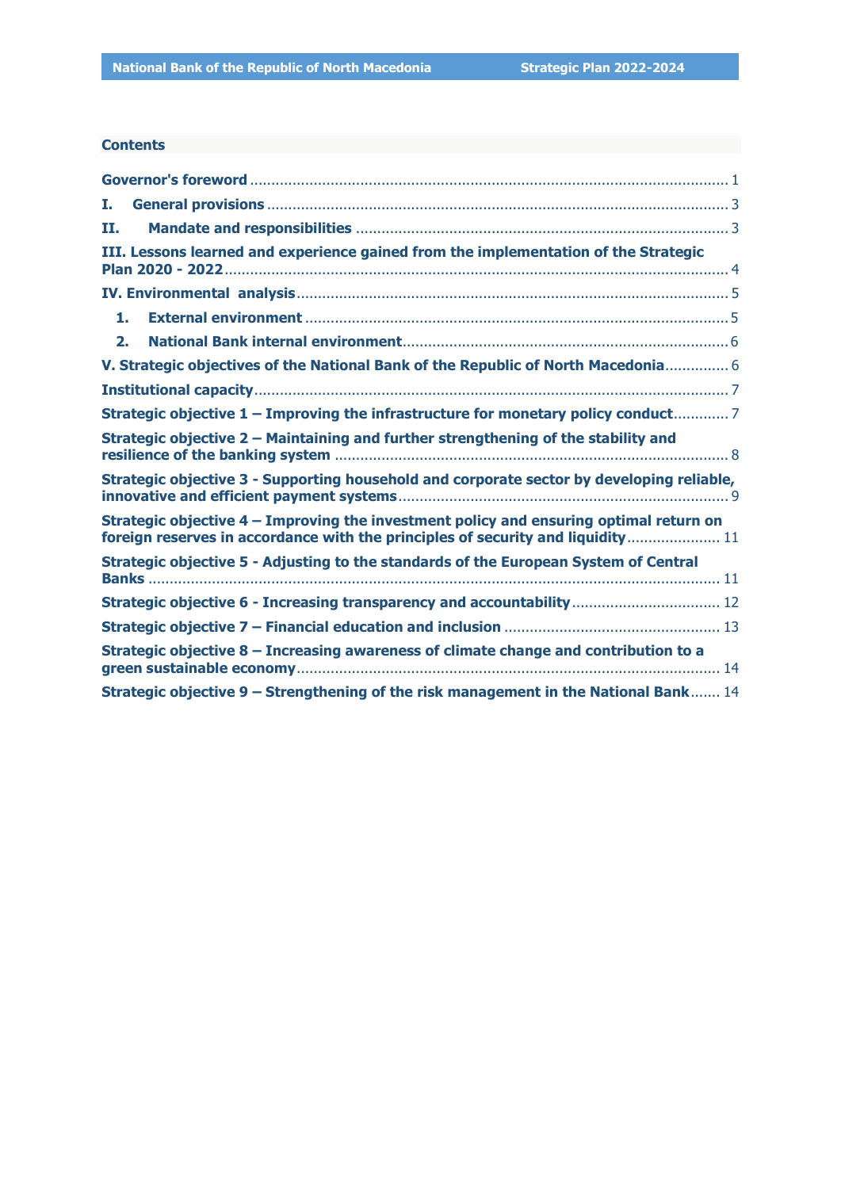**Contents**

**Governor's foreword** ........................................................................................................... 1

**I. General provisions** ........................................................................................................... 3

**II. Mandate and responsibilities** ........................................................................................ 3

**III. Lessons learned and experience gained from the implementation of the Strategic Plan 2020 - 2022** ........................................................................................................... 4

**IV. Environmental analysis** ................................................................................................ 5

**1. External environment** .................................................................................................. 5

**2. National Bank internal environment** ............................................................................ 6

**V. Strategic objectives of the National Bank of the Republic of North Macedonia** ............... 6

**Institutional capacity** ........................................................................................................... 7

**Strategic objective 1 – Improving the infrastructure for monetary policy conduct** ............. 7

**Strategic objective 2 – Maintaining and further strengthening of the stability and resilience of the banking system** ........................................................................................... 8

**Strategic objective 3 - Supporting household and corporate sector by developing reliable, innovative and efficient payment systems** ............................................................................ 9

**Strategic objective 4 – Improving the investment policy and ensuring optimal return on foreign reserves in accordance with the principles of security and liquidity** ...................... 11

**Strategic objective 5 - Adjusting to the standards of the European System of Central Banks** ................................................................................................................................ 11

**Strategic objective 6 - Increasing transparency and accountability** .................................. 12

**Strategic objective 7 – Financial education and inclusion** .................................................. 13

**Strategic objective 8 – Increasing awareness of climate change and contribution to a green sustainable economy** ................................................................................................. 14

**Strategic objective 9 – Strengthening of the risk management in the National Bank** ....... 14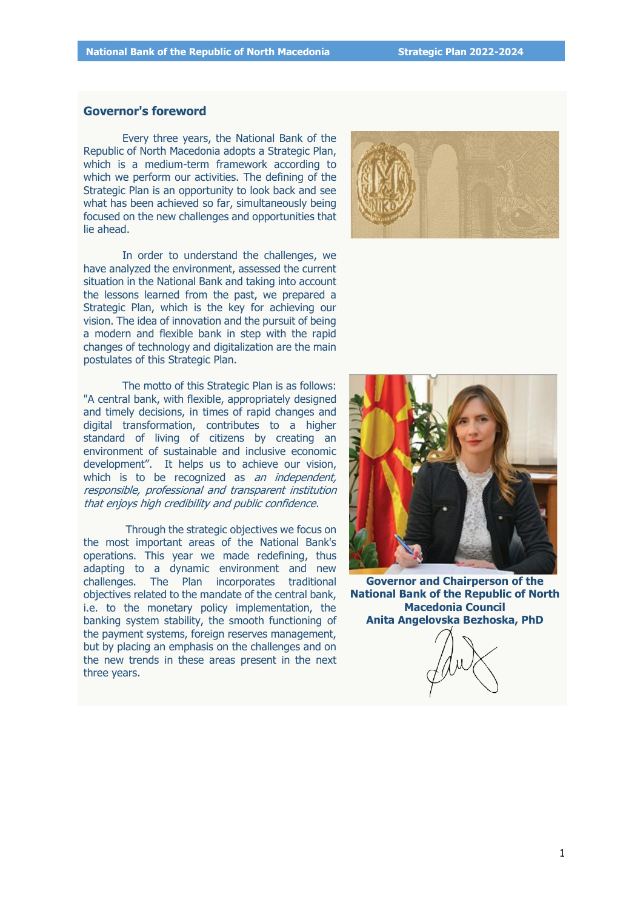## Governor's foreword

Every three years, the National Bank of the Republic of North Macedonia adopts a Strategic Plan, which is a medium-term framework according to which we perform our activities. The defining of the Strategic Plan is an opportunity to look back and see what has been achieved so far, simultaneously being focused on the new challenges and opportunities that lie ahead.

In order to understand the challenges, we have analyzed the environment, assessed the current situation in the National Bank and taking into account the lessons learned from the past, we prepared a Strategic Plan, which is the key for achieving our vision. The idea of innovation and the pursuit of being a modern and flexible bank in step with the rapid changes of technology and digitalization are the main postulates of this Strategic Plan.

The motto of this Strategic Plan is as follows: "A central bank, with flexible, appropriately designed and timely decisions, in times of rapid changes and digital transformation, contributes to a higher standard of living of citizens by creating an environment of sustainable and inclusive economic development". It helps us to achieve our vision, which is to be recognized as *an independent, responsible, professional and transparent institution that enjoys high credibility and public confidence*.

Through the strategic objectives we focus on the most important areas of the National Bank's operations. This year we made redefining, thus adapting to a dynamic environment and new challenges. The Plan incorporates traditional objectives related to the mandate of the central bank, i.e. to the monetary policy implementation, the banking system stability, the smooth functioning of the payment systems, foreign reserves management, but by placing an emphasis on the challenges and on the new trends in these areas present in the next three years.

**Governor and Chairperson of the National Bank of the Republic of North Macedonia Council**
**Anita Angelovska Bezhoska, PhD**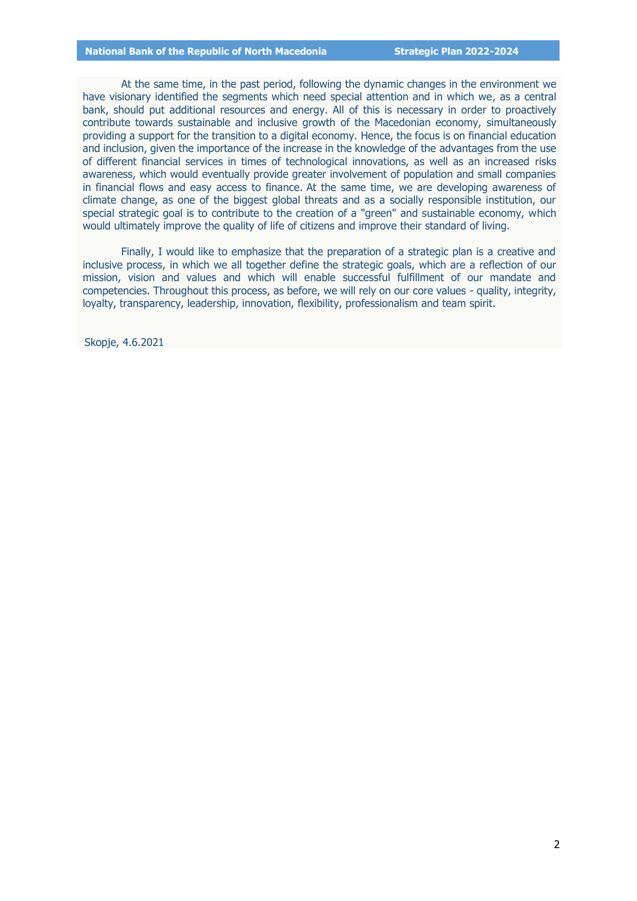At the same time, in the past period, following the dynamic changes in the environment we have visionary identified the segments which need special attention and in which we, as a central bank, should put additional resources and energy. All of this is necessary in order to proactively contribute towards sustainable and inclusive growth of the Macedonian economy, simultaneously providing a support for the transition to a digital economy. Hence, the focus is on financial education and inclusion, given the importance of the increase in the knowledge of the advantages from the use of different financial services in times of technological innovations, as well as an increased risks awareness, which would eventually provide greater involvement of population and small companies in financial flows and easy access to finance. At the same time, we are developing awareness of climate change, as one of the biggest global threats and as a socially responsible institution, our special strategic goal is to contribute to the creation of a "green" and sustainable economy, which would ultimately improve the quality of life of citizens and improve their standard of living.

Finally, I would like to emphasize that the preparation of a strategic plan is a creative and inclusive process, in which we all together define the strategic goals, which are a reflection of our mission, vision and values and which will enable successful fulfillment of our mandate and competencies. Throughout this process, as before, we will rely on our core values - quality, integrity, loyalty, transparency, leadership, innovation, flexibility, professionalism and team spirit.

Skopje, 4.6.2021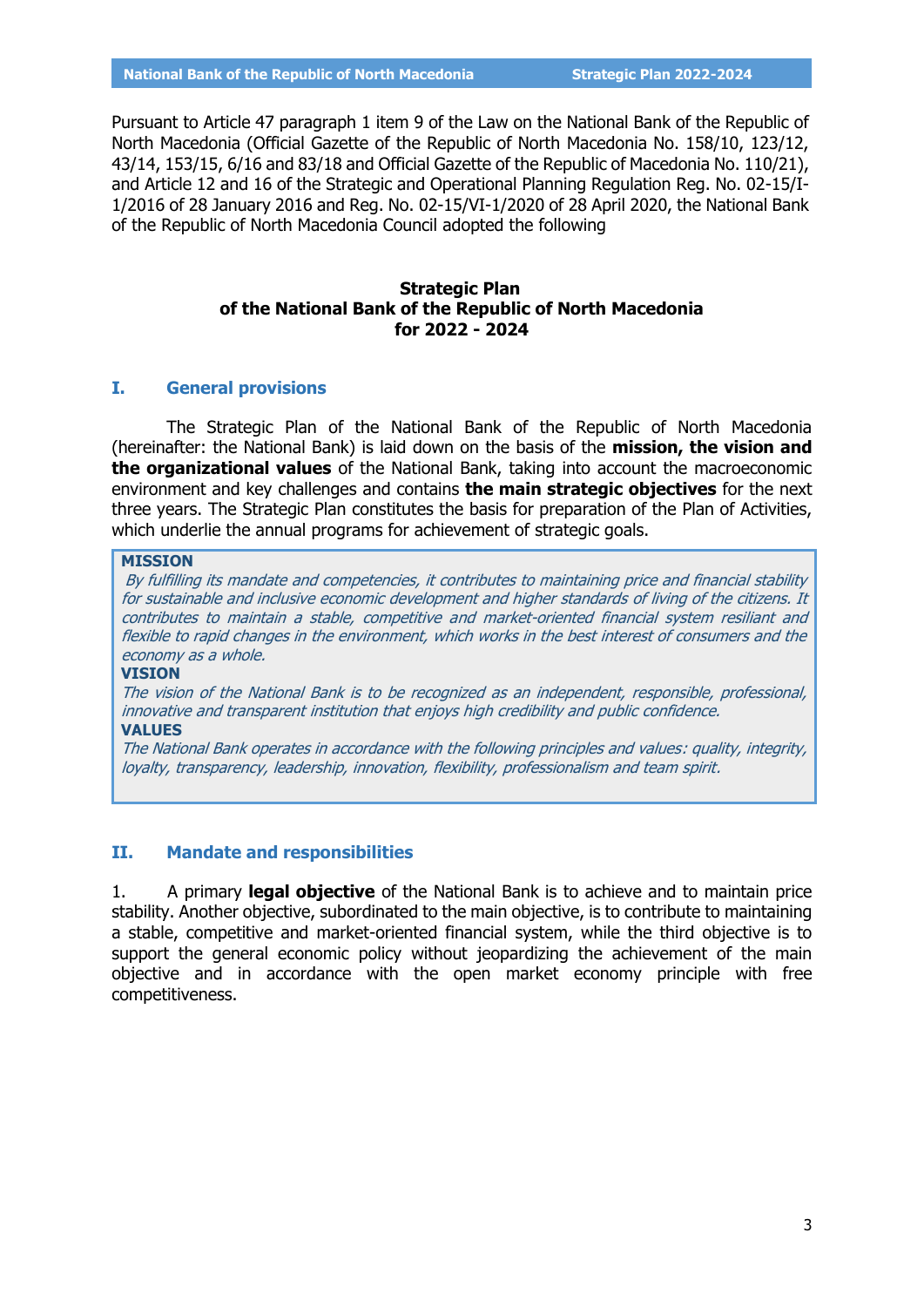Pursuant to Article 47 paragraph 1 item 9 of the Law on the National Bank of the Republic of North Macedonia (Official Gazette of the Republic of North Macedonia No. 158/10, 123/12, 43/14, 153/15, 6/16 and 83/18 and Official Gazette of the Republic of Macedonia No. 110/21), and Article 12 and 16 of the Strategic and Operational Planning Regulation Reg. No. 02-15/I-1/2016 of 28 January 2016 and Reg. No. 02-15/VI-1/2020 of 28 April 2020, the National Bank of the Republic of North Macedonia Council adopted the following

# Strategic Plan of the National Bank of the Republic of North Macedonia for 2022 - 2024

## I. General provisions

The Strategic Plan of the National Bank of the Republic of North Macedonia (hereinafter: the National Bank) is laid down on the basis of the **mission, the vision and the organizational values** of the National Bank, taking into account the macroeconomic environment and key challenges and contains **the main strategic objectives** for the next three years. The Strategic Plan constitutes the basis for preparation of the Plan of Activities, which underlie the annual programs for achievement of strategic goals.

**MISSION**

*By fulfilling its mandate and competencies, it contributes to maintaining price and financial stability for sustainable and inclusive economic development and higher standards of living of the citizens. It contributes to maintain a stable, competitive and market-oriented financial system resiliant and flexible to rapid changes in the environment, which works in the best interest of consumers and the economy as a whole.*

**VISION**

*The vision of the National Bank is to be recognized as an independent, responsible, professional, innovative and transparent institution that enjoys high credibility and public confidence.*

**VALUES**

*The National Bank operates in accordance with the following principles and values: quality, integrity, loyalty, transparency, leadership, innovation, flexibility, professionalism and team spirit.*

## II. Mandate and responsibilities

1. A primary **legal objective** of the National Bank is to achieve and to maintain price stability. Another objective, subordinated to the main objective, is to contribute to maintaining a stable, competitive and market-oriented financial system, while the third objective is to support the general economic policy without jeopardizing the achievement of the main objective and in accordance with the open market economy principle with free competitiveness.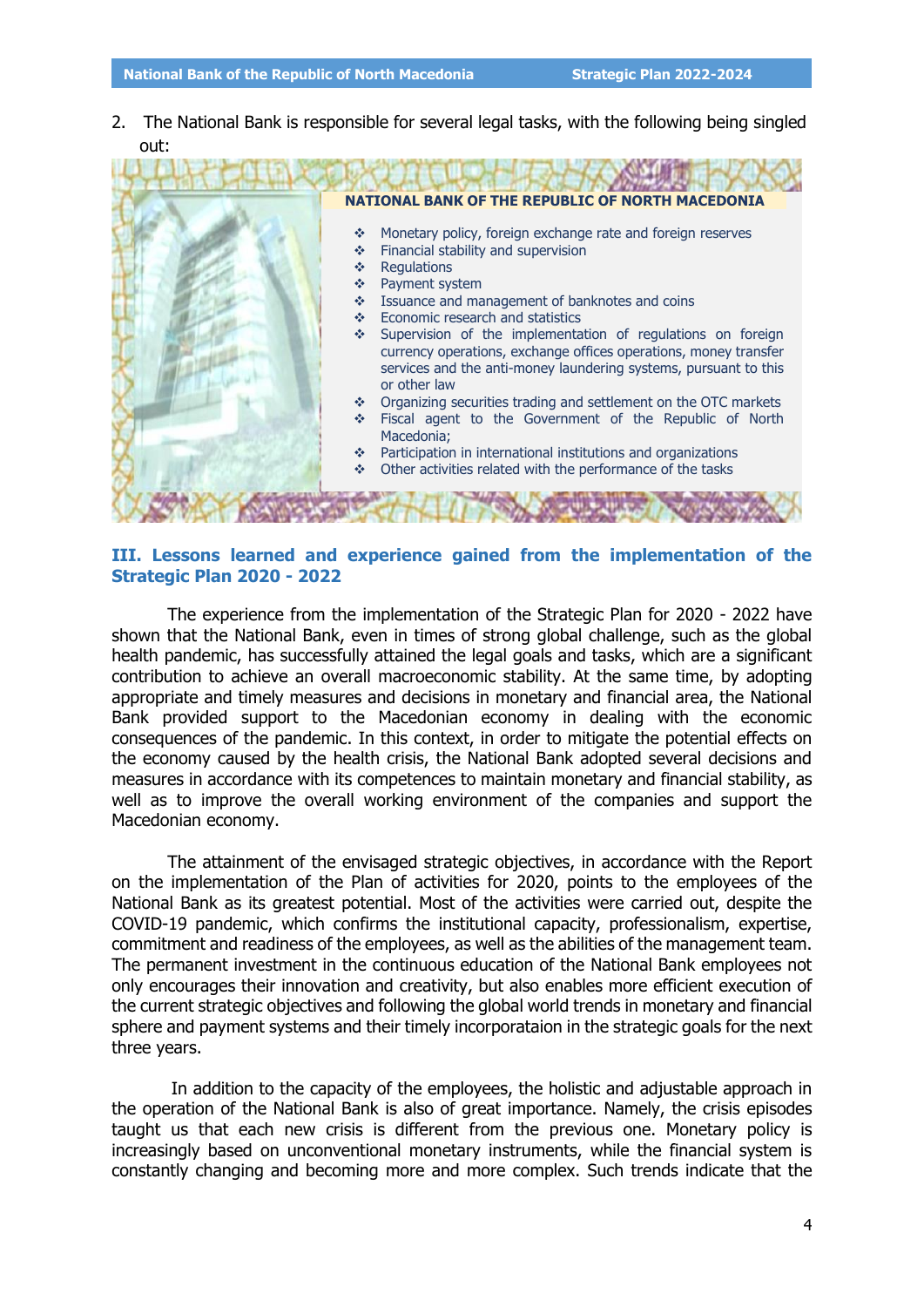2. The National Bank is responsible for several legal tasks, with the following being singled out:

**NATIONAL BANK OF THE REPUBLIC OF NORTH MACEDONIA**

- Monetary policy, foreign exchange rate and foreign reserves
- Financial stability and supervision
- Regulations
- Payment system
- Issuance and management of banknotes and coins
- Economic research and statistics
- Supervision of the implementation of regulations on foreign currency operations, exchange offices operations, money transfer services and the anti-money laundering systems, pursuant to this or other law
- Organizing securities trading and settlement on the OTC markets
- Fiscal agent to the Government of the Republic of North Macedonia;
- Participation in international institutions and organizations
- Other activities related with the performance of the tasks

## III. Lessons learned and experience gained from the implementation of the Strategic Plan 2020 - 2022

The experience from the implementation of the Strategic Plan for 2020 - 2022 have shown that the National Bank, even in times of strong global challenge, such as the global health pandemic, has successfully attained the legal goals and tasks, which are a significant contribution to achieve an overall macroeconomic stability. At the same time, by adopting appropriate and timely measures and decisions in monetary and financial area, the National Bank provided support to the Macedonian economy in dealing with the economic consequences of the pandemic. In this context, in order to mitigate the potential effects on the economy caused by the health crisis, the National Bank adopted several decisions and measures in accordance with its competences to maintain monetary and financial stability, as well as to improve the overall working environment of the companies and support the Macedonian economy.

The attainment of the envisaged strategic objectives, in accordance with the Report on the implementation of the Plan of activities for 2020, points to the employees of the National Bank as its greatest potential. Most of the activities were carried out, despite the COVID-19 pandemic, which confirms the institutional capacity, professionalism, expertise, commitment and readiness of the employees, as well as the abilities of the management team. The permanent investment in the continuous education of the National Bank employees not only encourages their innovation and creativity, but also enables more efficient execution of the current strategic objectives and following the global world trends in monetary and financial sphere and payment systems and their timely incorporataion in the strategic goals for the next three years.

In addition to the capacity of the employees, the holistic and adjustable approach in the operation of the National Bank is also of great importance. Namely, the crisis episodes taught us that each new crisis is different from the previous one. Monetary policy is increasingly based on unconventional monetary instruments, while the financial system is constantly changing and becoming more and more complex. Such trends indicate that the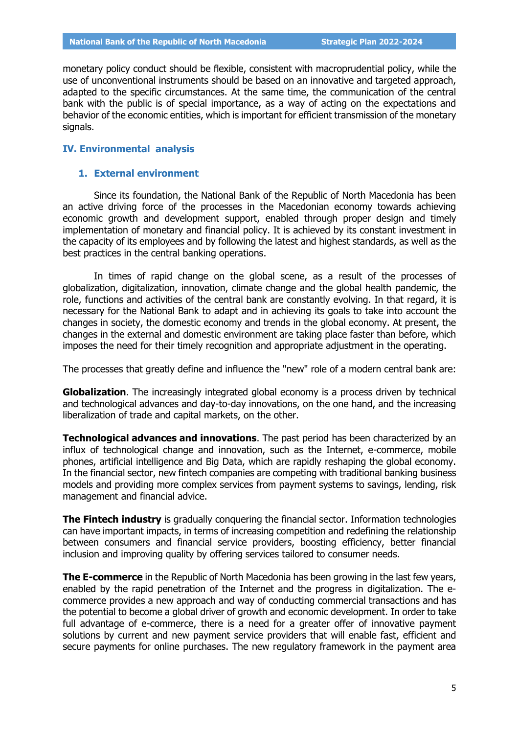monetary policy conduct should be flexible, consistent with macroprudential policy, while the use of unconventional instruments should be based on an innovative and targeted approach, adapted to the specific circumstances. At the same time, the communication of the central bank with the public is of special importance, as a way of acting on the expectations and behavior of the economic entities, which is important for efficient transmission of the monetary signals.

## IV. Environmental analysis

### 1. External environment

Since its foundation, the National Bank of the Republic of North Macedonia has been an active driving force of the processes in the Macedonian economy towards achieving economic growth and development support, enabled through proper design and timely implementation of monetary and financial policy. It is achieved by its constant investment in the capacity of its employees and by following the latest and highest standards, as well as the best practices in the central banking operations.

In times of rapid change on the global scene, as a result of the processes of globalization, digitalization, innovation, climate change and the global health pandemic, the role, functions and activities of the central bank are constantly evolving. In that regard, it is necessary for the National Bank to adapt and in achieving its goals to take into account the changes in society, the domestic economy and trends in the global economy. At present, the changes in the external and domestic environment are taking place faster than before, which imposes the need for their timely recognition and appropriate adjustment in the operating.

The processes that greatly define and influence the "new" role of a modern central bank are:

**Globalization**. The increasingly integrated global economy is a process driven by technical and technological advances and day-to-day innovations, on the one hand, and the increasing liberalization of trade and capital markets, on the other.

**Technological advances and innovations**. The past period has been characterized by an influx of technological change and innovation, such as the Internet, e-commerce, mobile phones, artificial intelligence and Big Data, which are rapidly reshaping the global economy. In the financial sector, new fintech companies are competing with traditional banking business models and providing more complex services from payment systems to savings, lending, risk management and financial advice.

**The Fintech industry** is gradually conquering the financial sector. Information technologies can have important impacts, in terms of increasing competition and redefining the relationship between consumers and financial service providers, boosting efficiency, better financial inclusion and improving quality by offering services tailored to consumer needs.

**The E-commerce** in the Republic of North Macedonia has been growing in the last few years, enabled by the rapid penetration of the Internet and the progress in digitalization. The e-commerce provides a new approach and way of conducting commercial transactions and has the potential to become a global driver of growth and economic development. In order to take full advantage of e-commerce, there is a need for a greater offer of innovative payment solutions by current and new payment service providers that will enable fast, efficient and secure payments for online purchases. The new regulatory framework in the payment area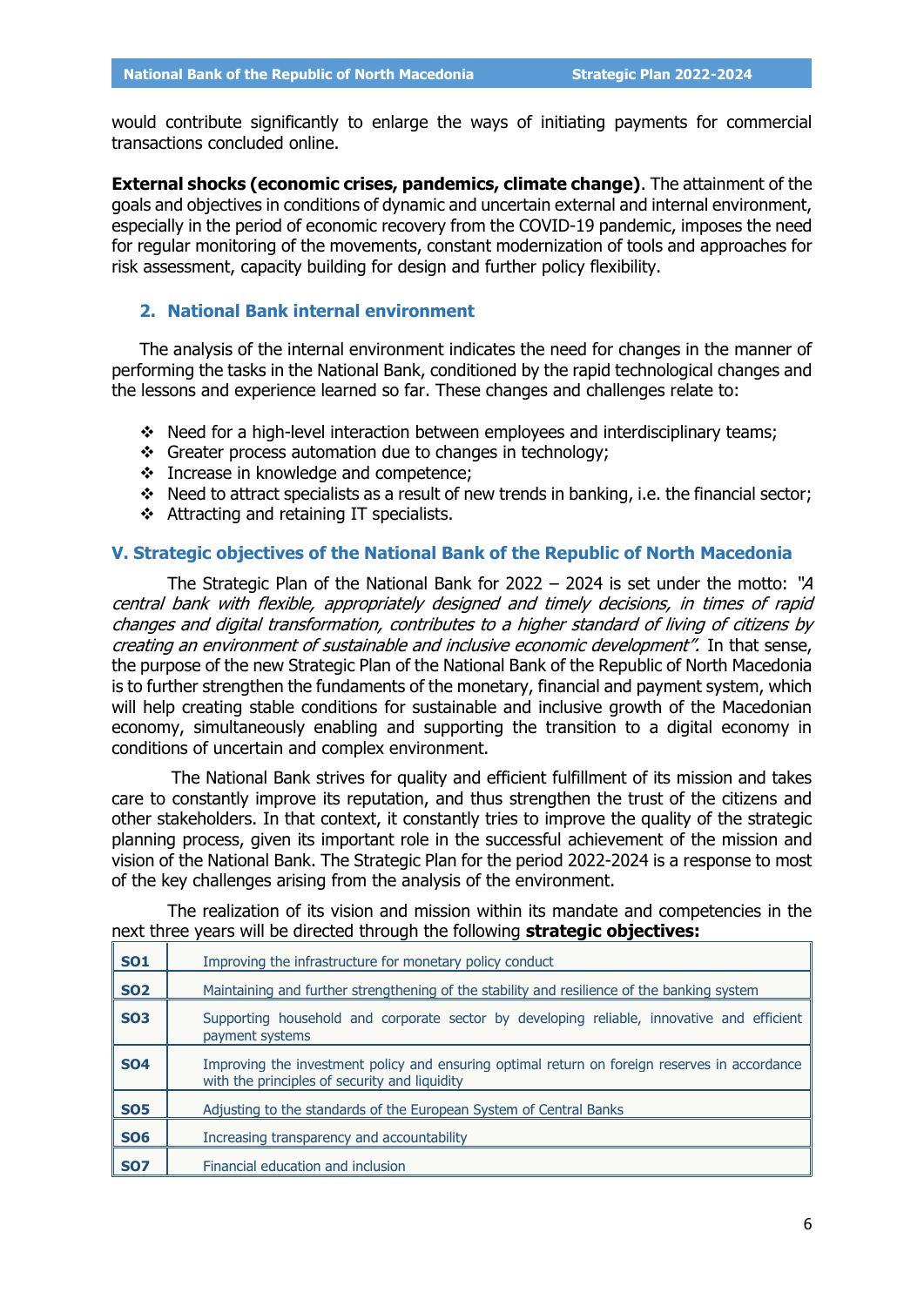would contribute significantly to enlarge the ways of initiating payments for commercial transactions concluded online.

**External shocks (economic crises, pandemics, climate change)**. The attainment of the goals and objectives in conditions of dynamic and uncertain external and internal environment, especially in the period of economic recovery from the COVID-19 pandemic, imposes the need for regular monitoring of the movements, constant modernization of tools and approaches for risk assessment, capacity building for design and further policy flexibility.

## 2. National Bank internal environment

The analysis of the internal environment indicates the need for changes in the manner of performing the tasks in the National Bank, conditioned by the rapid technological changes and the lessons and experience learned so far. These changes and challenges relate to:

- Need for a high-level interaction between employees and interdisciplinary teams;
- Greater process automation due to changes in technology;
- Increase in knowledge and competence;
- Need to attract specialists as a result of new trends in banking, i.e. the financial sector;
- Attracting and retaining IT specialists.

# V. Strategic objectives of the National Bank of the Republic of North Macedonia

The Strategic Plan of the National Bank for 2022 – 2024 is set under the motto: *"A central bank with flexible, appropriately designed and timely decisions, in times of rapid changes and digital transformation, contributes to a higher standard of living of citizens by creating an environment of sustainable and inclusive economic development".* In that sense, the purpose of the new Strategic Plan of the National Bank of the Republic of North Macedonia is to further strengthen the fundaments of the monetary, financial and payment system, which will help creating stable conditions for sustainable and inclusive growth of the Macedonian economy, simultaneously enabling and supporting the transition to a digital economy in conditions of uncertain and complex environment.

The National Bank strives for quality and efficient fulfillment of its mission and takes care to constantly improve its reputation, and thus strengthen the trust of the citizens and other stakeholders. In that context, it constantly tries to improve the quality of the strategic planning process, given its important role in the successful achievement of the mission and vision of the National Bank. The Strategic Plan for the period 2022-2024 is a response to most of the key challenges arising from the analysis of the environment.

The realization of its vision and mission within its mandate and competencies in the next three years will be directed through the following **strategic objectives:**

| | |
|---|---|
| **SO1** | Improving the infrastructure for monetary policy conduct |
| **SO2** | Maintaining and further strengthening of the stability and resilience of the banking system |
| **SO3** | Supporting household and corporate sector by developing reliable, innovative and efficient payment systems |
| **SO4** | Improving the investment policy and ensuring optimal return on foreign reserves in accordance with the principles of security and liquidity |
| **SO5** | Adjusting to the standards of the European System of Central Banks |
| **SO6** | Increasing transparency and accountability |
| **SO7** | Financial education and inclusion |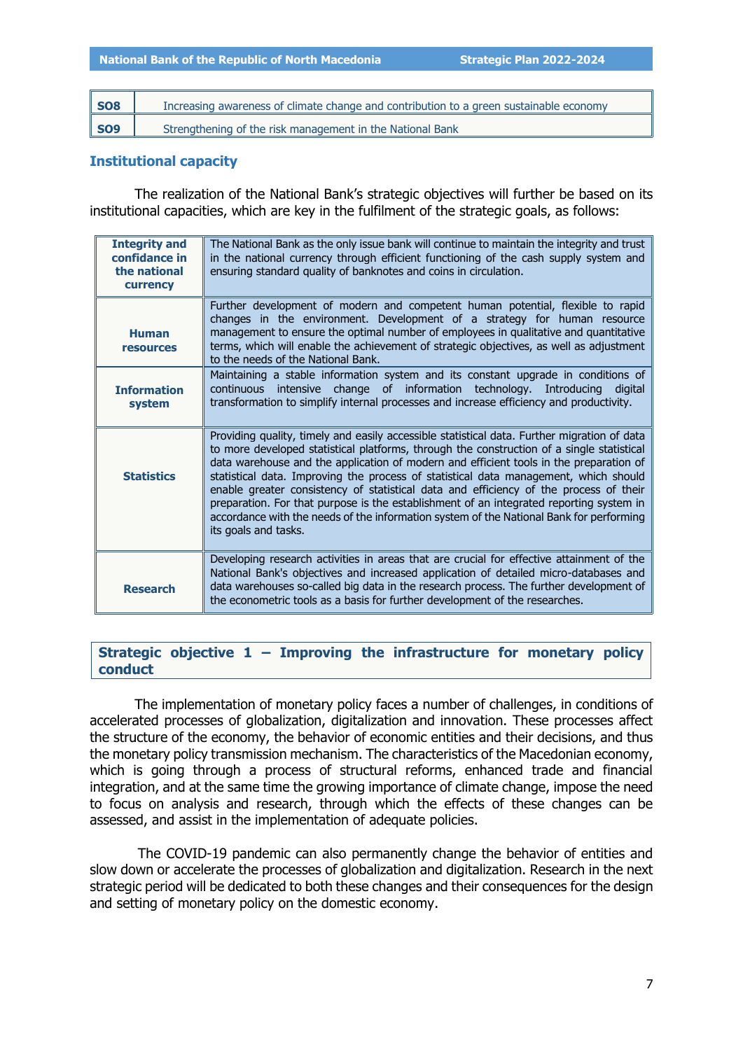| | |
|---|---|
| **SO8** | Increasing awareness of climate change and contribution to a green sustainable economy |
| **SO9** | Strengthening of the risk management in the National Bank |

## Institutional capacity

The realization of the National Bank's strategic objectives will further be based on its institutional capacities, which are key in the fulfilment of the strategic goals, as follows:

| | |
|---|---|
| **Integrity and confidance in the national currency** | The National Bank as the only issue bank will continue to maintain the integrity and trust in the national currency through efficient functioning of the cash supply system and ensuring standard quality of banknotes and coins in circulation. |
| **Human resources** | Further development of modern and competent human potential, flexible to rapid changes in the environment. Development of a strategy for human resource management to ensure the optimal number of employees in qualitative and quantitative terms, which will enable the achievement of strategic objectives, as well as adjustment to the needs of the National Bank. |
| **Information system** | Maintaining a stable information system and its constant upgrade in conditions of continuous intensive change of information technology. Introducing digital transformation to simplify internal processes and increase efficiency and productivity. |
| **Statistics** | Providing quality, timely and easily accessible statistical data. Further migration of data to more developed statistical platforms, through the construction of a single statistical data warehouse and the application of modern and efficient tools in the preparation of statistical data. Improving the process of statistical data management, which should enable greater consistency of statistical data and efficiency of the process of their preparation. For that purpose is the establishment of an integrated reporting system in accordance with the needs of the information system of the National Bank for performing its goals and tasks. |
| **Research** | Developing research activities in areas that are crucial for effective attainment of the National Bank's objectives and increased application of detailed micro-databases and data warehouses so-called big data in the research process. The further development of the econometric tools as a basis for further development of the researches. |

## Strategic objective 1 – Improving the infrastructure for monetary policy conduct

The implementation of monetary policy faces a number of challenges, in conditions of accelerated processes of globalization, digitalization and innovation. These processes affect the structure of the economy, the behavior of economic entities and their decisions, and thus the monetary policy transmission mechanism. The characteristics of the Macedonian economy, which is going through a process of structural reforms, enhanced trade and financial integration, and at the same time the growing importance of climate change, impose the need to focus on analysis and research, through which the effects of these changes can be assessed, and assist in the implementation of adequate policies.

The COVID-19 pandemic can also permanently change the behavior of entities and slow down or accelerate the processes of globalization and digitalization. Research in the next strategic period will be dedicated to both these changes and their consequences for the design and setting of monetary policy on the domestic economy.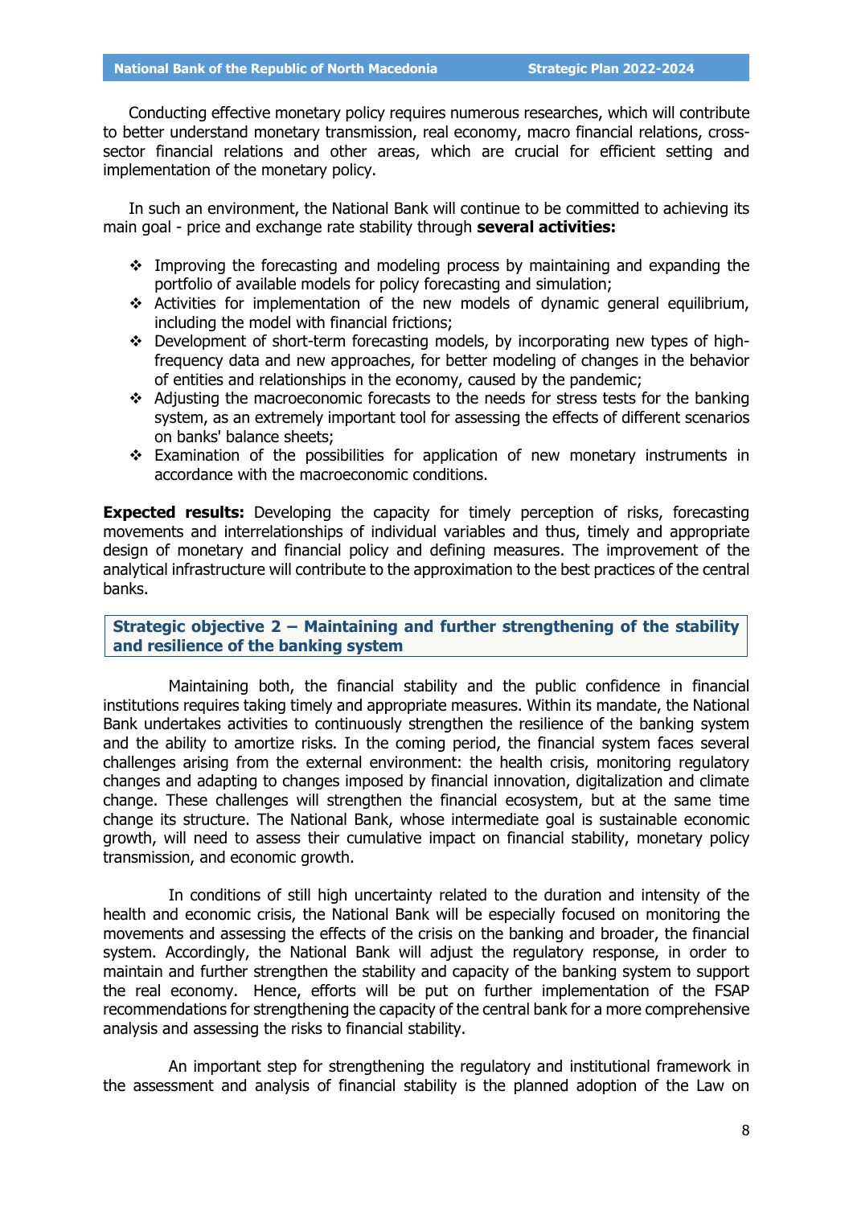Conducting effective monetary policy requires numerous researches, which will contribute to better understand monetary transmission, real economy, macro financial relations, cross-sector financial relations and other areas, which are crucial for efficient setting and implementation of the monetary policy.

In such an environment, the National Bank will continue to be committed to achieving its main goal - price and exchange rate stability through **several activities:**

- Improving the forecasting and modeling process by maintaining and expanding the portfolio of available models for policy forecasting and simulation;
- Activities for implementation of the new models of dynamic general equilibrium, including the model with financial frictions;
- Development of short-term forecasting models, by incorporating new types of high-frequency data and new approaches, for better modeling of changes in the behavior of entities and relationships in the economy, caused by the pandemic;
- Adjusting the macroeconomic forecasts to the needs for stress tests for the banking system, as an extremely important tool for assessing the effects of different scenarios on banks' balance sheets;
- Examination of the possibilities for application of new monetary instruments in accordance with the macroeconomic conditions.

**Expected results:** Developing the capacity for timely perception of risks, forecasting movements and interrelationships of individual variables and thus, timely and appropriate design of monetary and financial policy and defining measures. The improvement of the analytical infrastructure will contribute to the approximation to the best practices of the central banks.

### Strategic objective 2 – Maintaining and further strengthening of the stability and resilience of the banking system

Maintaining both, the financial stability and the public confidence in financial institutions requires taking timely and appropriate measures. Within its mandate, the National Bank undertakes activities to continuously strengthen the resilience of the banking system and the ability to amortize risks. In the coming period, the financial system faces several challenges arising from the external environment: the health crisis, monitoring regulatory changes and adapting to changes imposed by financial innovation, digitalization and climate change. These challenges will strengthen the financial ecosystem, but at the same time change its structure. The National Bank, whose intermediate goal is sustainable economic growth, will need to assess their cumulative impact on financial stability, monetary policy transmission, and economic growth.

In conditions of still high uncertainty related to the duration and intensity of the health and economic crisis, the National Bank will be especially focused on monitoring the movements and assessing the effects of the crisis on the banking and broader, the financial system. Accordingly, the National Bank will adjust the regulatory response, in order to maintain and further strengthen the stability and capacity of the banking system to support the real economy. Hence, efforts will be put on further implementation of the FSAP recommendations for strengthening the capacity of the central bank for a more comprehensive analysis and assessing the risks to financial stability.

An important step for strengthening the regulatory and institutional framework in the assessment and analysis of financial stability is the planned adoption of the Law on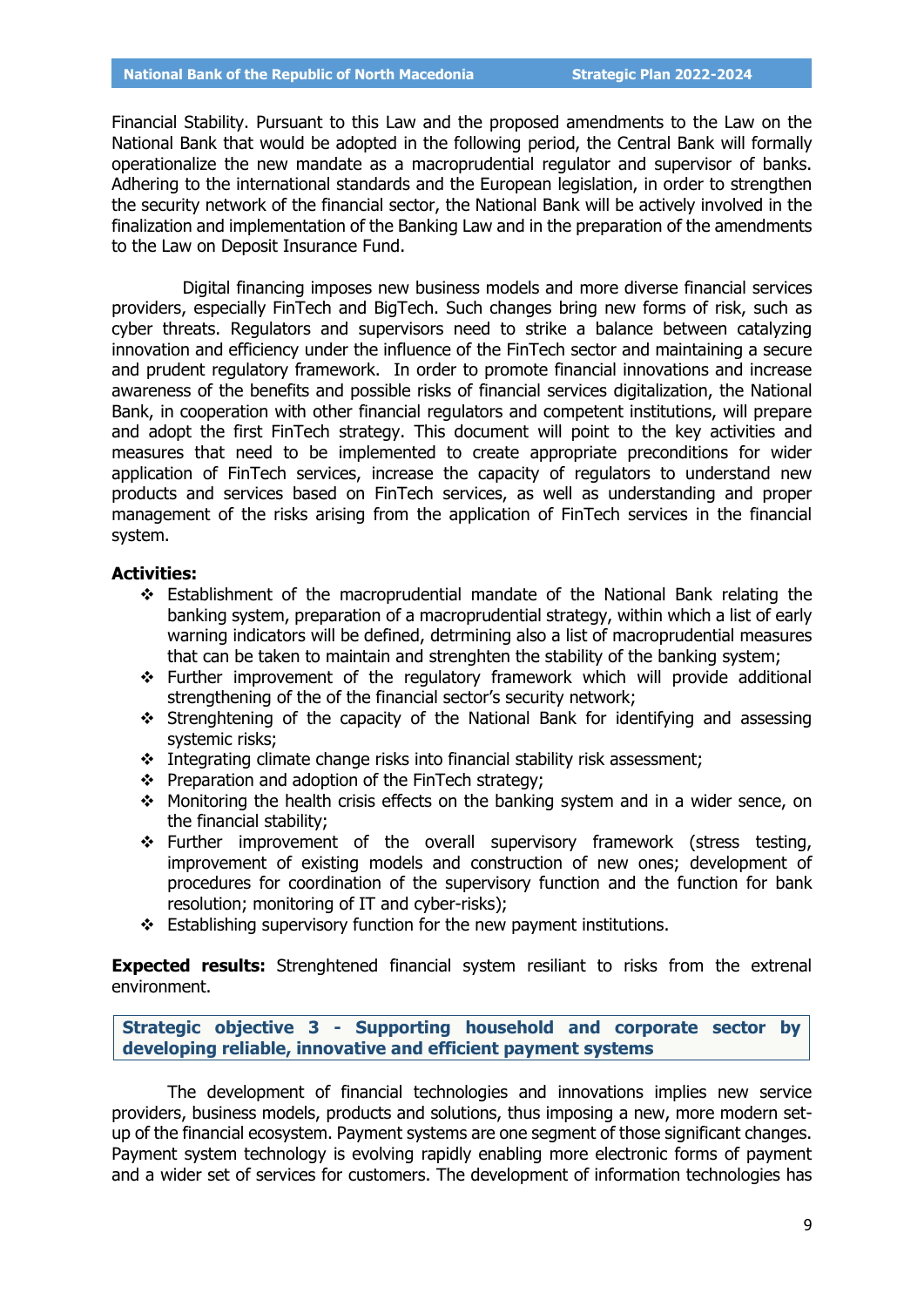Financial Stability. Pursuant to this Law and the proposed amendments to the Law on the National Bank that would be adopted in the following period, the Central Bank will formally operationalize the new mandate as a macroprudential regulator and supervisor of banks. Adhering to the international standards and the European legislation, in order to strengthen the security network of the financial sector, the National Bank will be actively involved in the finalization and implementation of the Banking Law and in the preparation of the amendments to the Law on Deposit Insurance Fund.

Digital financing imposes new business models and more diverse financial services providers, especially FinTech and BigTech. Such changes bring new forms of risk, such as cyber threats. Regulators and supervisors need to strike a balance between catalyzing innovation and efficiency under the influence of the FinTech sector and maintaining a secure and prudent regulatory framework. In order to promote financial innovations and increase awareness of the benefits and possible risks of financial services digitalization, the National Bank, in cooperation with other financial regulators and competent institutions, will prepare and adopt the first FinTech strategy. This document will point to the key activities and measures that need to be implemented to create appropriate preconditions for wider application of FinTech services, increase the capacity of regulators to understand new products and services based on FinTech services, as well as understanding and proper management of the risks arising from the application of FinTech services in the financial system.

**Activities:**

- Establishment of the macroprudential mandate of the National Bank relating the banking system, preparation of a macroprudential strategy, within which a list of early warning indicators will be defined, detrmining also a list of macroprudential measures that can be taken to maintain and strenghten the stability of the banking system;
- Further improvement of the regulatory framework which will provide additional strengthening of the of the financial sector's security network;
- Strenghtening of the capacity of the National Bank for identifying and assessing systemic risks;
- Integrating climate change risks into financial stability risk assessment;
- Preparation and adoption of the FinTech strategy;
- Monitoring the health crisis effects on the banking system and in a wider sence, on the financial stability;
- Further improvement of the overall supervisory framework (stress testing, improvement of existing models and construction of new ones; development of procedures for coordination of the supervisory function and the function for bank resolution; monitoring of IT and cyber-risks);
- Establishing supervisory function for the new payment institutions.

**Expected results:** Strenghtened financial system resiliant to risks from the extrenal environment.

## Strategic objective 3 - Supporting household and corporate sector by developing reliable, innovative and efficient payment systems

The development of financial technologies and innovations implies new service providers, business models, products and solutions, thus imposing a new, more modern set-up of the financial ecosystem. Payment systems are one segment of those significant changes. Payment system technology is evolving rapidly enabling more electronic forms of payment and a wider set of services for customers. The development of information technologies has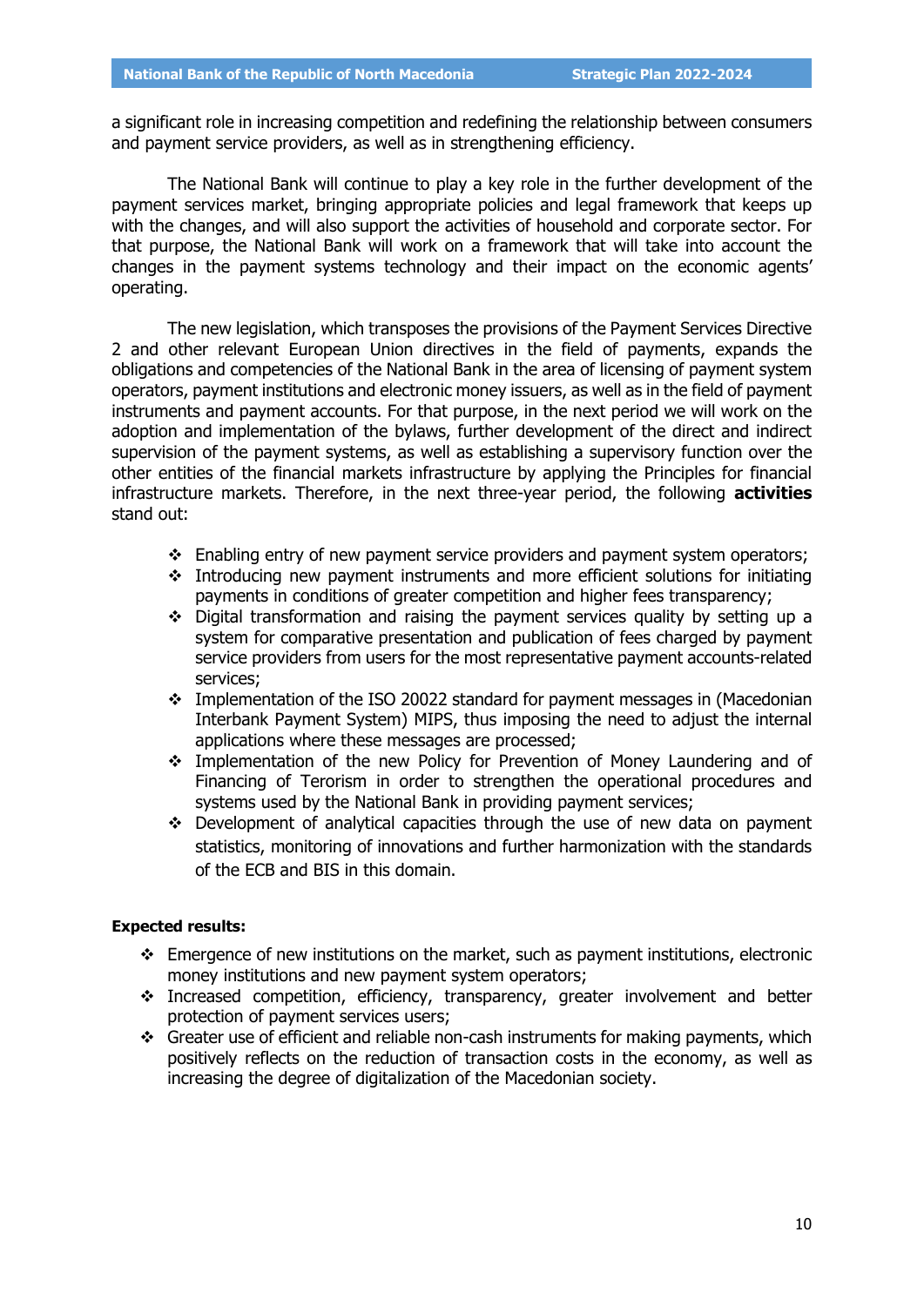a significant role in increasing competition and redefining the relationship between consumers and payment service providers, as well as in strengthening efficiency.

The National Bank will continue to play a key role in the further development of the payment services market, bringing appropriate policies and legal framework that keeps up with the changes, and will also support the activities of household and corporate sector. For that purpose, the National Bank will work on a framework that will take into account the changes in the payment systems technology and their impact on the economic agents' operating.

The new legislation, which transposes the provisions of the Payment Services Directive 2 and other relevant European Union directives in the field of payments, expands the obligations and competencies of the National Bank in the area of licensing of payment system operators, payment institutions and electronic money issuers, as well as in the field of payment instruments and payment accounts. For that purpose, in the next period we will work on the adoption and implementation of the bylaws, further development of the direct and indirect supervision of the payment systems, as well as establishing a supervisory function over the other entities of the financial markets infrastructure by applying the Principles for financial infrastructure markets. Therefore, in the next three-year period, the following **activities** stand out:

- Enabling entry of new payment service providers and payment system operators;
- Introducing new payment instruments and more efficient solutions for initiating payments in conditions of greater competition and higher fees transparency;
- Digital transformation and raising the payment services quality by setting up a system for comparative presentation and publication of fees charged by payment service providers from users for the most representative payment accounts-related services;
- Implementation of the ISO 20022 standard for payment messages in (Macedonian Interbank Payment System) MIPS, thus imposing the need to adjust the internal applications where these messages are processed;
- Implementation of the new Policy for Prevention of Money Laundering and of Financing of Terorism in order to strengthen the operational procedures and systems used by the National Bank in providing payment services;
- Development of analytical capacities through the use of new data on payment statistics, monitoring of innovations and further harmonization with the standards of the ECB and BIS in this domain.

**Expected results:**

- Emergence of new institutions on the market, such as payment institutions, electronic money institutions and new payment system operators;
- Increased competition, efficiency, transparency, greater involvement and better protection of payment services users;
- Greater use of efficient and reliable non-cash instruments for making payments, which positively reflects on the reduction of transaction costs in the economy, as well as increasing the degree of digitalization of the Macedonian society.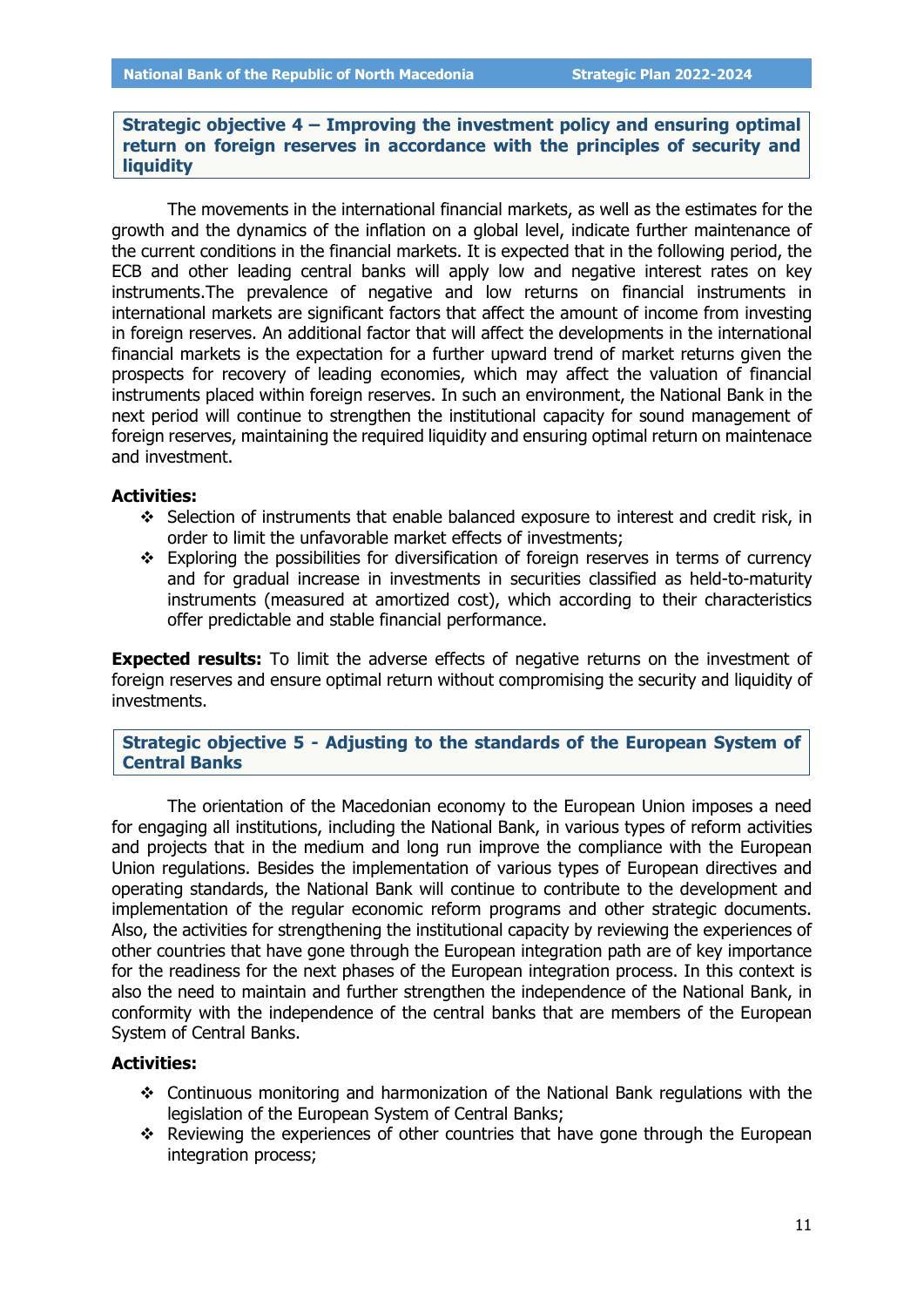## Strategic objective 4 – Improving the investment policy and ensuring optimal return on foreign reserves in accordance with the principles of security and liquidity

The movements in the international financial markets, as well as the estimates for the growth and the dynamics of the inflation on a global level, indicate further maintenance of the current conditions in the financial markets. It is expected that in the following period, the ECB and other leading central banks will apply low and negative interest rates on key instruments.The prevalence of negative and low returns on financial instruments in international markets are significant factors that affect the amount of income from investing in foreign reserves. An additional factor that will affect the developments in the international financial markets is the expectation for a further upward trend of market returns given the prospects for recovery of leading economies, which may affect the valuation of financial instruments placed within foreign reserves. In such an environment, the National Bank in the next period will continue to strengthen the institutional capacity for sound management of foreign reserves, maintaining the required liquidity and ensuring optimal return on maintenace and investment.

**Activities:**

- Selection of instruments that enable balanced exposure to interest and credit risk, in order to limit the unfavorable market effects of investments;
- Exploring the possibilities for diversification of foreign reserves in terms of currency and for gradual increase in investments in securities classified as held-to-maturity instruments (measured at amortized cost), which according to their characteristics offer predictable and stable financial performance.

**Expected results:** To limit the adverse effects of negative returns on the investment of foreign reserves and ensure optimal return without compromising the security and liquidity of investments.

## Strategic objective 5 - Adjusting to the standards of the European System of Central Banks

The orientation of the Macedonian economy to the European Union imposes a need for engaging all institutions, including the National Bank, in various types of reform activities and projects that in the medium and long run improve the compliance with the European Union regulations. Besides the implementation of various types of European directives and operating standards, the National Bank will continue to contribute to the development and implementation of the regular economic reform programs and other strategic documents. Also, the activities for strengthening the institutional capacity by reviewing the experiences of other countries that have gone through the European integration path are of key importance for the readiness for the next phases of the European integration process. In this context is also the need to maintain and further strengthen the independence of the National Bank, in conformity with the independence of the central banks that are members of the European System of Central Banks.

**Activities:**

- Continuous monitoring and harmonization of the National Bank regulations with the legislation of the European System of Central Banks;
- Reviewing the experiences of other countries that have gone through the European integration process;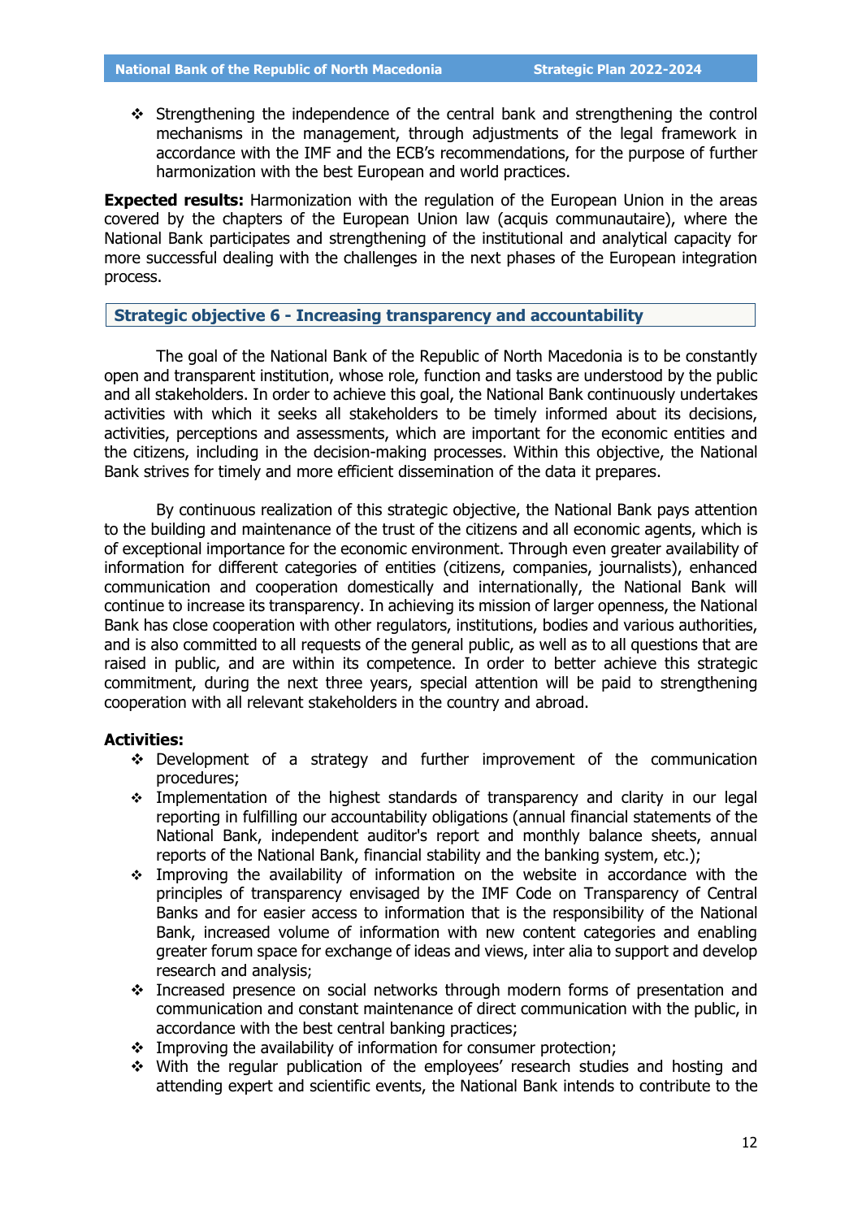- Strengthening the independence of the central bank and strengthening the control mechanisms in the management, through adjustments of the legal framework in accordance with the IMF and the ECB's recommendations, for the purpose of further harmonization with the best European and world practices.

**Expected results:** Harmonization with the regulation of the European Union in the areas covered by the chapters of the European Union law (acquis communautaire), where the National Bank participates and strengthening of the institutional and analytical capacity for more successful dealing with the challenges in the next phases of the European integration process.

## Strategic objective 6 - Increasing transparency and accountability

The goal of the National Bank of the Republic of North Macedonia is to be constantly open and transparent institution, whose role, function and tasks are understood by the public and all stakeholders. In order to achieve this goal, the National Bank continuously undertakes activities with which it seeks all stakeholders to be timely informed about its decisions, activities, perceptions and assessments, which are important for the economic entities and the citizens, including in the decision-making processes. Within this objective, the National Bank strives for timely and more efficient dissemination of the data it prepares.

By continuous realization of this strategic objective, the National Bank pays attention to the building and maintenance of the trust of the citizens and all economic agents, which is of exceptional importance for the economic environment. Through even greater availability of information for different categories of entities (citizens, companies, journalists), enhanced communication and cooperation domestically and internationally, the National Bank will continue to increase its transparency. In achieving its mission of larger openness, the National Bank has close cooperation with other regulators, institutions, bodies and various authorities, and is also committed to all requests of the general public, as well as to all questions that are raised in public, and are within its competence. In order to better achieve this strategic commitment, during the next three years, special attention will be paid to strengthening cooperation with all relevant stakeholders in the country and abroad.

**Activities:**

- Development of a strategy and further improvement of the communication procedures;
- Implementation of the highest standards of transparency and clarity in our legal reporting in fulfilling our accountability obligations (annual financial statements of the National Bank, independent auditor's report and monthly balance sheets, annual reports of the National Bank, financial stability and the banking system, etc.);
- Improving the availability of information on the website in accordance with the principles of transparency envisaged by the IMF Code on Transparency of Central Banks and for easier access to information that is the responsibility of the National Bank, increased volume of information with new content categories and enabling greater forum space for exchange of ideas and views, inter alia to support and develop research and analysis;
- Increased presence on social networks through modern forms of presentation and communication and constant maintenance of direct communication with the public, in accordance with the best central banking practices;
- Improving the availability of information for consumer protection;
- With the regular publication of the employees' research studies and hosting and attending expert and scientific events, the National Bank intends to contribute to the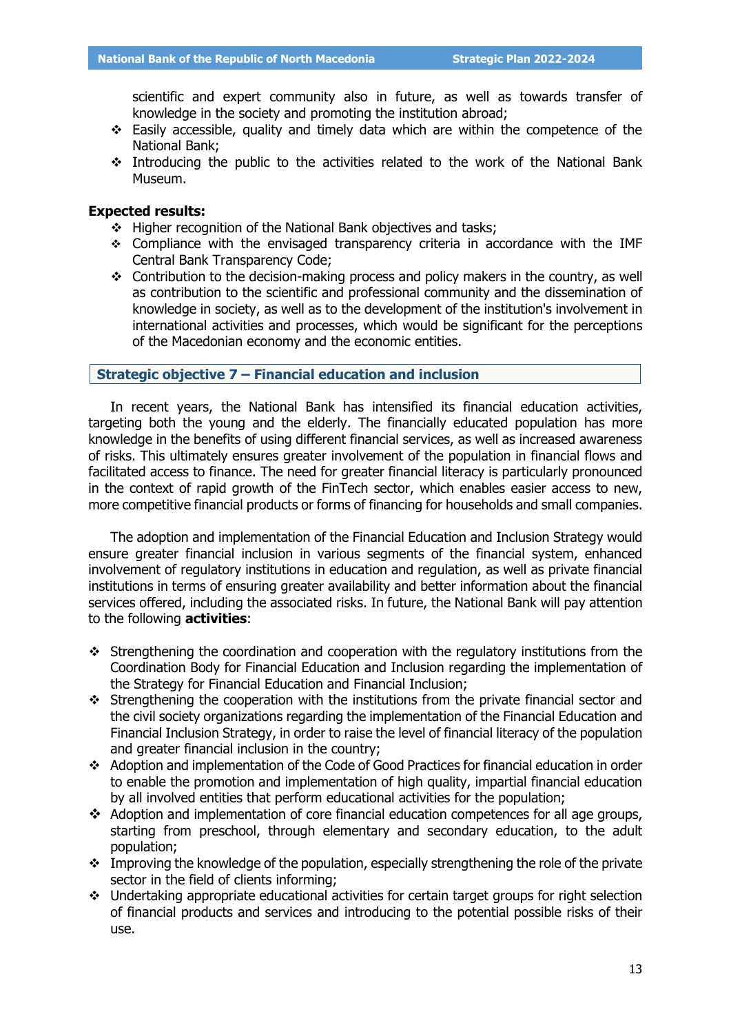scientific and expert community also in future, as well as towards transfer of knowledge in the society and promoting the institution abroad;

- Easily accessible, quality and timely data which are within the competence of the National Bank;
- Introducing the public to the activities related to the work of the National Bank Museum.

**Expected results:**

- Higher recognition of the National Bank objectives and tasks;
- Compliance with the envisaged transparency criteria in accordance with the IMF Central Bank Transparency Code;
- Contribution to the decision-making process and policy makers in the country, as well as contribution to the scientific and professional community and the dissemination of knowledge in society, as well as to the development of the institution's involvement in international activities and processes, which would be significant for the perceptions of the Macedonian economy and the economic entities.

## Strategic objective 7 – Financial education and inclusion

In recent years, the National Bank has intensified its financial education activities, targeting both the young and the elderly. The financially educated population has more knowledge in the benefits of using different financial services, as well as increased awareness of risks. This ultimately ensures greater involvement of the population in financial flows and facilitated access to finance. The need for greater financial literacy is particularly pronounced in the context of rapid growth of the FinTech sector, which enables easier access to new, more competitive financial products or forms of financing for households and small companies.

The adoption and implementation of the Financial Education and Inclusion Strategy would ensure greater financial inclusion in various segments of the financial system, enhanced involvement of regulatory institutions in education and regulation, as well as private financial institutions in terms of ensuring greater availability and better information about the financial services offered, including the associated risks. In future, the National Bank will pay attention to the following **activities**:

- Strengthening the coordination and cooperation with the regulatory institutions from the Coordination Body for Financial Education and Inclusion regarding the implementation of the Strategy for Financial Education and Financial Inclusion;
- Strengthening the cooperation with the institutions from the private financial sector and the civil society organizations regarding the implementation of the Financial Education and Financial Inclusion Strategy, in order to raise the level of financial literacy of the population and greater financial inclusion in the country;
- Adoption and implementation of the Code of Good Practices for financial education in order to enable the promotion and implementation of high quality, impartial financial education by all involved entities that perform educational activities for the population;
- Adoption and implementation of core financial education competences for all age groups, starting from preschool, through elementary and secondary education, to the adult population;
- Improving the knowledge of the population, especially strengthening the role of the private sector in the field of clients informing;
- Undertaking appropriate educational activities for certain target groups for right selection of financial products and services and introducing to the potential possible risks of their use.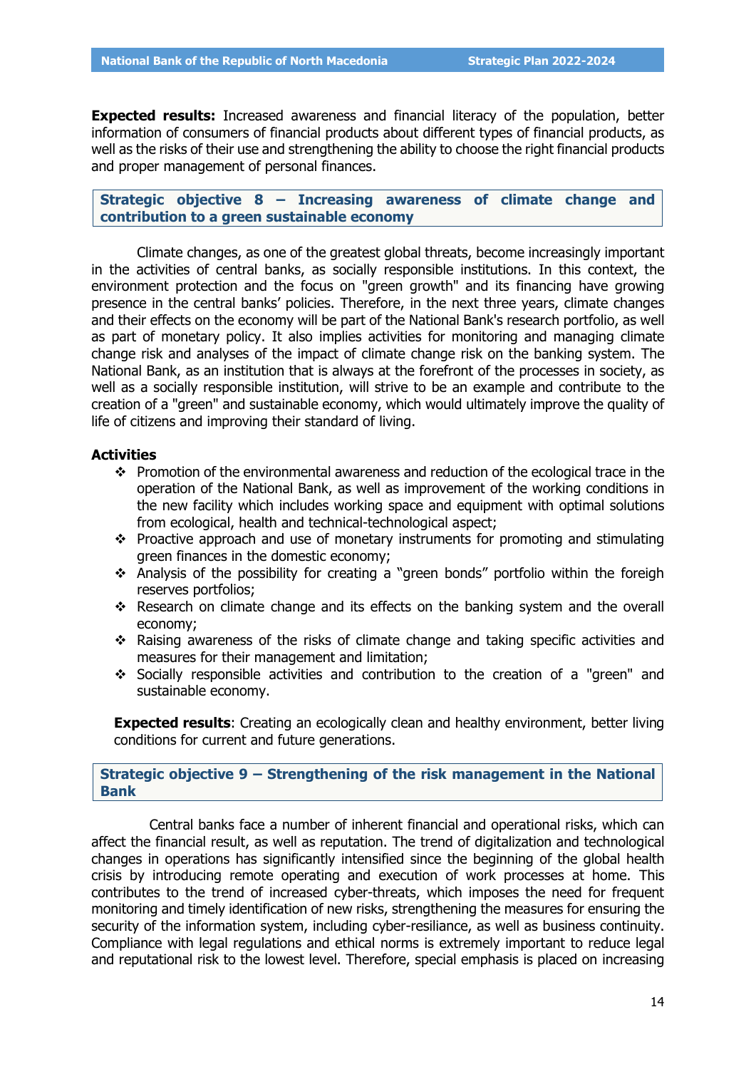**Expected results:** Increased awareness and financial literacy of the population, better information of consumers of financial products about different types of financial products, as well as the risks of their use and strengthening the ability to choose the right financial products and proper management of personal finances.

## Strategic objective 8 – Increasing awareness of climate change and contribution to a green sustainable economy

Climate changes, as one of the greatest global threats, become increasingly important in the activities of central banks, as socially responsible institutions. In this context, the environment protection and the focus on "green growth" and its financing have growing presence in the central banks' policies. Therefore, in the next three years, climate changes and their effects on the economy will be part of the National Bank's research portfolio, as well as part of monetary policy. It also implies activities for monitoring and managing climate change risk and analyses of the impact of climate change risk on the banking system. The National Bank, as an institution that is always at the forefront of the processes in society, as well as a socially responsible institution, will strive to be an example and contribute to the creation of a "green" and sustainable economy, which would ultimately improve the quality of life of citizens and improving their standard of living.

**Activities**

- Promotion of the environmental awareness and reduction of the ecological trace in the operation of the National Bank, as well as improvement of the working conditions in the new facility which includes working space and equipment with optimal solutions from ecological, health and technical-technological aspect;
- Proactive approach and use of monetary instruments for promoting and stimulating green finances in the domestic economy;
- Analysis of the possibility for creating a "green bonds" portfolio within the foreigh reserves portfolios;
- Research on climate change and its effects on the banking system and the overall economy;
- Raising awareness of the risks of climate change and taking specific activities and measures for their management and limitation;
- Socially responsible activities and contribution to the creation of a "green" and sustainable economy.

**Expected results**: Creating an ecologically clean and healthy environment, better living conditions for current and future generations.

## Strategic objective 9 – Strengthening of the risk management in the National Bank

Central banks face a number of inherent financial and operational risks, which can affect the financial result, as well as reputation. The trend of digitalization and technological changes in operations has significantly intensified since the beginning of the global health crisis by introducing remote operating and execution of work processes at home. This contributes to the trend of increased cyber-threats, which imposes the need for frequent monitoring and timely identification of new risks, strengthening the measures for ensuring the security of the information system, including cyber-resiliance, as well as business continuity. Compliance with legal regulations and ethical norms is extremely important to reduce legal and reputational risk to the lowest level. Therefore, special emphasis is placed on increasing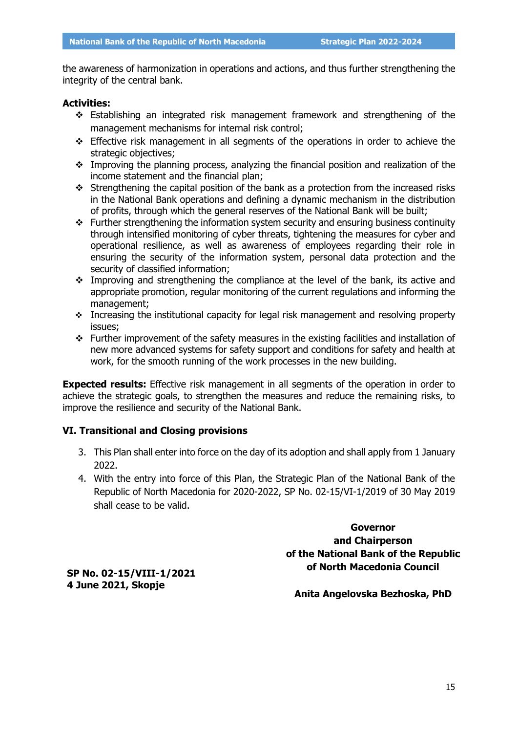the awareness of harmonization in operations and actions, and thus further strengthening the integrity of the central bank.

**Activities:**

- Establishing an integrated risk management framework and strengthening of the management mechanisms for internal risk control;
- Effective risk management in all segments of the operations in order to achieve the strategic objectives;
- Improving the planning process, analyzing the financial position and realization of the income statement and the financial plan;
- Strengthening the capital position of the bank as a protection from the increased risks in the National Bank operations and defining a dynamic mechanism in the distribution of profits, through which the general reserves of the National Bank will be built;
- Further strengthening the information system security and ensuring business continuity through intensified monitoring of cyber threats, tightening the measures for cyber and operational resilience, as well as awareness of employees regarding their role in ensuring the security of the information system, personal data protection and the security of classified information;
- Improving and strengthening the compliance at the level of the bank, its active and appropriate promotion, regular monitoring of the current regulations and informing the management;
- Increasing the institutional capacity for legal risk management and resolving property issues;
- Further improvement of the safety measures in the existing facilities and installation of new more advanced systems for safety support and conditions for safety and health at work, for the smooth running of the work processes in the new building.

**Expected results:** Effective risk management in all segments of the operation in order to achieve the strategic goals, to strengthen the measures and reduce the remaining risks, to improve the resilience and security of the National Bank.

## VI. Transitional and Closing provisions

3. This Plan shall enter into force on the day of its adoption and shall apply from 1 January 2022.
4. With the entry into force of this Plan, the Strategic Plan of the National Bank of the Republic of North Macedonia for 2020-2022, SP No. 02-15/VI-1/2019 of 30 May 2019 shall cease to be valid.

**SP No. 02-15/VIII-1/2021**
**4 June 2021, Skopje**

**Governor**
**and Chairperson**
**of the National Bank of the Republic of North Macedonia Council**

**Anita Angelovska Bezhoska, PhD**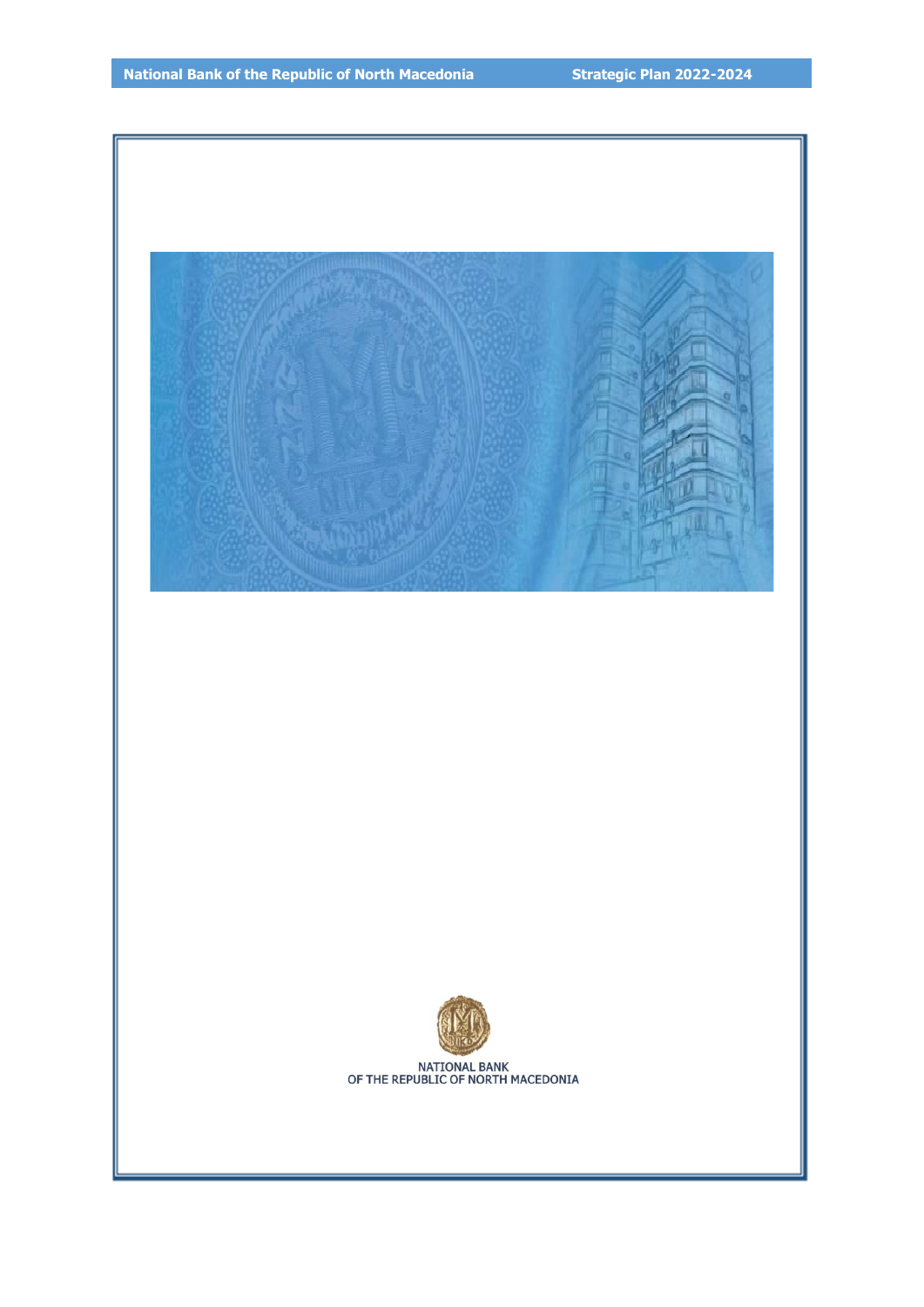NATIONAL BANK
OF THE REPUBLIC OF NORTH MACEDONIA